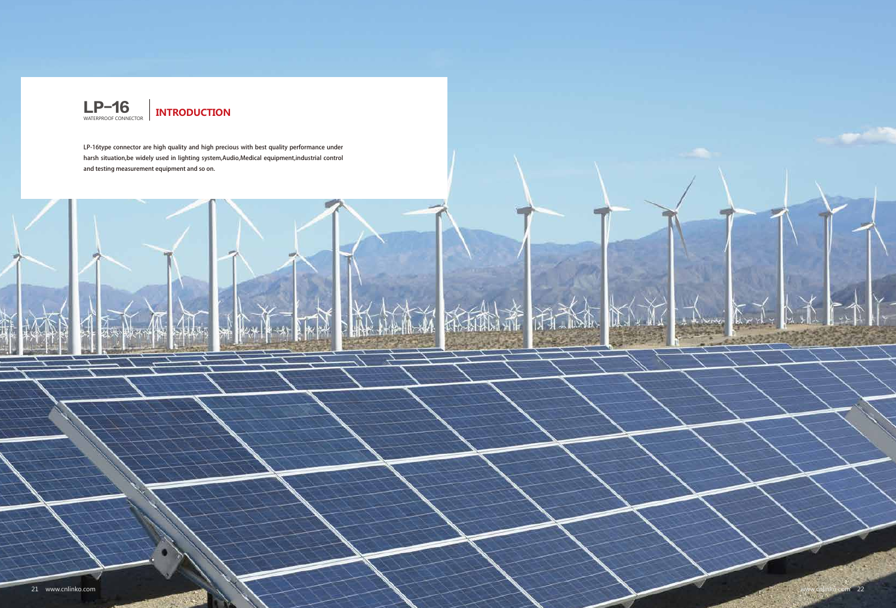# LP-16

WATERPROOF CONNECTOR

## INTRODUCTION

LP-16type connector are high quality and high precious with best quality performance under harsh situation,be widely used in lighting system,Audio,Medical equipment,industrial control and testing measurement equipment and so on.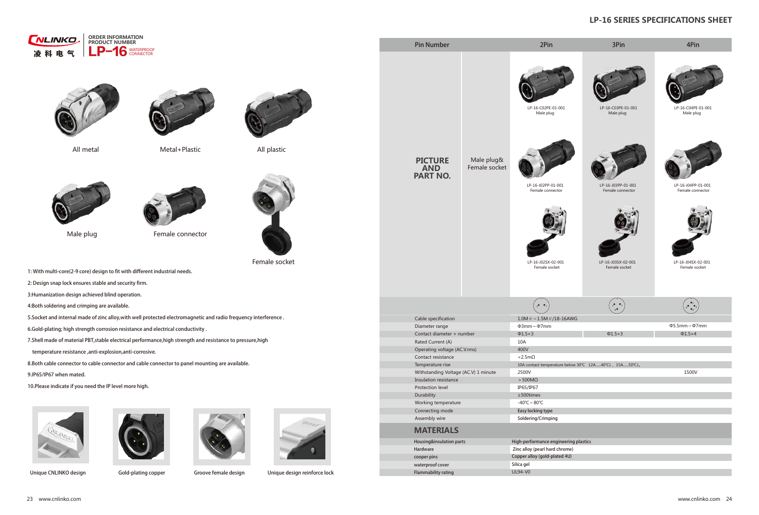**CNLINKO 凌科电气** | ORDER INFORMATION PRODUCT NUMBER **LP-16** WATERPROOF CONNECTOR

All metal

Metal+Plastic

All plastic

Male plug

Female connector

Female socket

1: With multi-core(2-9 core) design to fit with different industrial needs.

2: Design snap lock ensures stable and security firm.

3:Humanization design achieved blind operation.

4:Both soldering and crimping are available.

5.Socket and internal made of zinc alloy,with well protected electromagnetic and radio frequency interference .

6.Gold-plating; high strength corrosion resistance and electrical conductivity .

7.Shell made of material PBT,stable electrical performance,high strength and resistance to pressure,high temperature resistance ,anti-explosion,anti-corrosive.

8.Both cable connector to cable connector and cable connector to panel mounting are available.

9.IP65/IP67 when mated.

10.Please indicate if you need the IP level more high.

Unique CNLINKO design

Gold-plating copper

Groove female design

Unique design reinforce lock

# LP-16 SERIES SPECIFICATIONS SHEET

| Pin Number | | 2Pin | 3Pin | 4Pin |
|---|---|---|---|---|
| **PICTURE AND PART NO.** | Male plug& Female socket | LP-16-C02PE-01-001 Male plug | LP-16-C03PE-01-001 Male plug | LP-16-C04PE-01-001 Male plug |
| | | LP-16-J02PP-01-001 Female connector | LP-16-J03PP-01-001 Female connector | LP-16-J04PP-01-001 Female connector |
| | | LP-16-J02SX-02-001 Female socket | LP-16-J03SX-02-001 Female socket | LP-16-J04SX-02-001 Female socket |
| Cable specification | | 1.0M㎡～1.5M㎡/18-16AWG | | |
| Diameter range | | Φ3mm～Φ7mm | | Φ5.5mm～Φ7mm |
| Contact diameter × number | | Φ1.5×3 | Φ1.5×3 | Φ1.5×4 |
| Rated Current (A) | | 10A | | |
| Operating voltage (AC.V.rms) | | 400V | | |
| Contact resistance | | <2.5mΩ | | |
| Temperature rise | | 10A contact temperature below 30℃ 12A.....40℃), 15A.....50℃), | | |
| Withstanding Voltage (AC.V) 1 minute | | 2500V | | 1500V |
| Insulation resistance | | ＞500MΩ | | |
| Protection level | | IP65/IP67 | | |
| Durability | | ≥500times | | |
| Working temperature | | -40℃～80℃ | | |
| Connecting mode | | Easy locking type | | |
| Assembly wire | | Soldering/Crimping | | |

## MATERIALS

| | |
|---|---|
| Housing&insulation parts | High-performance engineering plastics |
| Hardware | Zinc alloy (pearl hard chrome) |
| cooper pins | Copper alloy (gold-plated 4U) |
| waterproof cover | Silica gel |
| Flammability rating | UL94-V0 |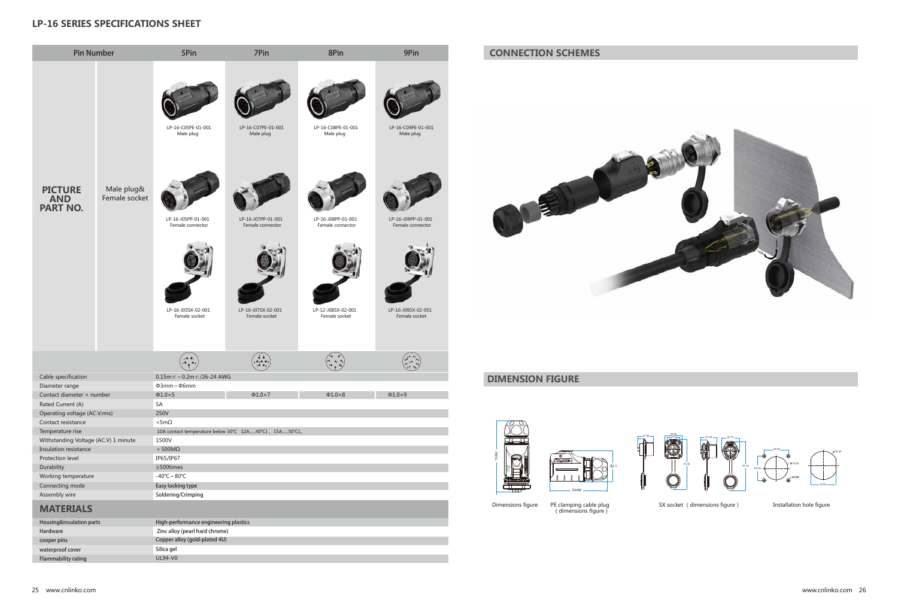## LP-16 SERIES SPECIFICATIONS SHEET

| Pin Number | | 5Pin | 7Pin | 8Pin | 9Pin |
|---|---|---|---|---|---|
| **PICTURE AND PART NO.** | Male plug& Female socket | LP-16-C05PE-01-001 Male plug | LP-16-C07PE-01-001 Male plug | LP-16-C08PE-01-001 Male plug | LP-16-C09PE-01-001 Male plug |
| | | LP-16-J05PP-01-001 Female connector | LP-16-J07PP-01-001 Female connector | LP-16-J08PP-01-001 Female connector | LP-16-J09PP-01-001 Female connector |
| | | LP-16-J05SX-02-001 Female socket | LP-16-J07SX-02-001 Female socket | LP-12-J08SX-02-001 Female socket | LP-16-J09SX-02-001 Female socket |

| | | | | |
|---|---|---|---|---|
| Cable specification | 0.15m㎡～0.2m㎡/26-24 AWG | | | |
| Diameter range | Φ3mm～Φ6mm | | | |
| Contact diameter × number | Φ1.0×5 | Φ1.0×7 | Φ1.0×8 | Φ1.0×9 |
| Rated Current (A) | 5A | | | |
| Operating voltage (AC.V.rms) | 250V | | | |
| Contact resistance | <5mΩ | | | |
| Temperature rise | 10A contact temperature below 30℃ 12A.....40℃↓，15A.....50℃↓。 | | | |
| Withstanding Voltage (AC.V) 1 minute | 1500V | | | |
| Insulation resistance | > 500MΩ | | | |
| Protection level | IP65/IP67 | | | |
| Durability | ≥500times | | | |
| Working temperature | -40℃～80℃ | | | |
| Connecting mode | Easy locking type | | | |
| Assembly wire | Soldering/Crimping | | | |

## MATERIALS

| | |
|---|---|
| **Housing&insulation parts** | **High-performance engineering plastics** |
| **Hardware** | **Zinc alloy (pearl hard chrome)** |
| **cooper pins** | **Copper alloy (gold-plated 4U)** |
| **waterproof cover** | **Silica gel** |
| **Flammability rating** | UL94-V0 |

## CONNECTION SCHEMES

## DIMENSION FIGURE

Dimensions figure

PE clamping cable plug ( dimensions figure )

SX socket（dimensions figure）

Installation hole figure